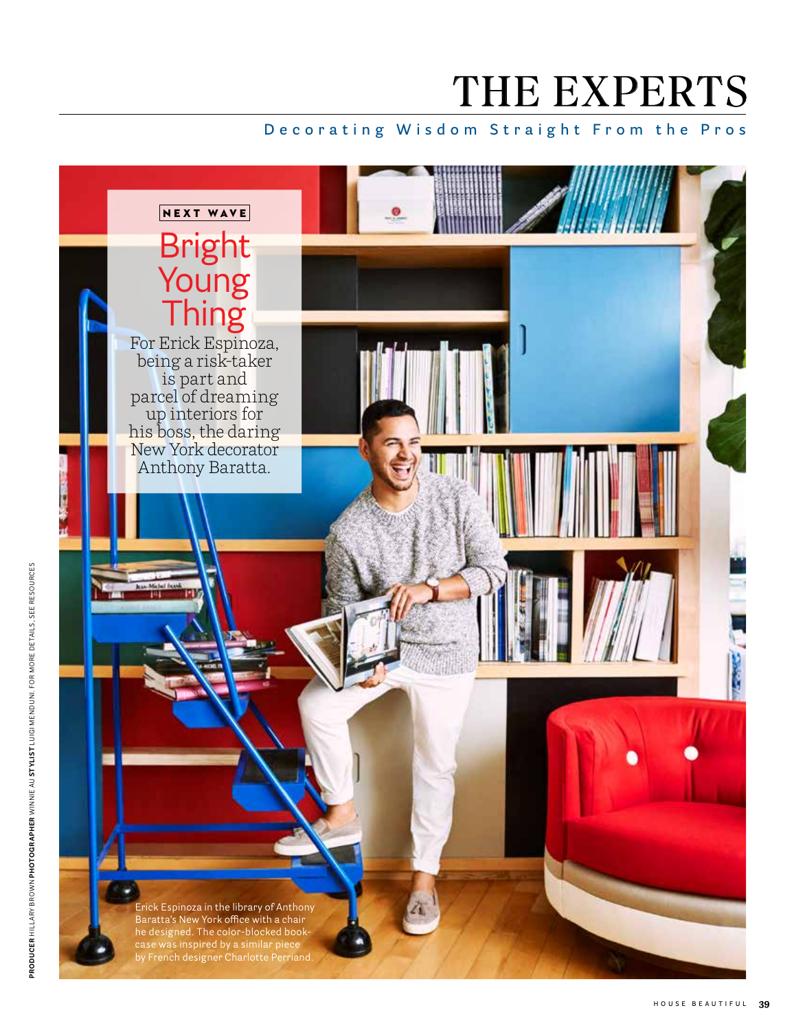# THE EXPERTS

Decorating Wisdom Straight From the Pros

NEXT WAVE

## Bright Young Thing

For Erick Espinoza, being a risk-taker is part and parcel of dreaming up interiors for his boss, the daring New York decorator Anthony Baratta.

Erick Espinoza in the library of Anthony Baratta's New York office with a chair he designed. The color-blocked bookcase was inspired by a similar piece by French designer Charlotte Perriand.

**PRODUCER** HILLARY BROWN **PHOTOGRAPHER** WINNIE AU **STYLIST** LUIGI MENDUNI. FOR MORE DETAILS, SEE RESOURCES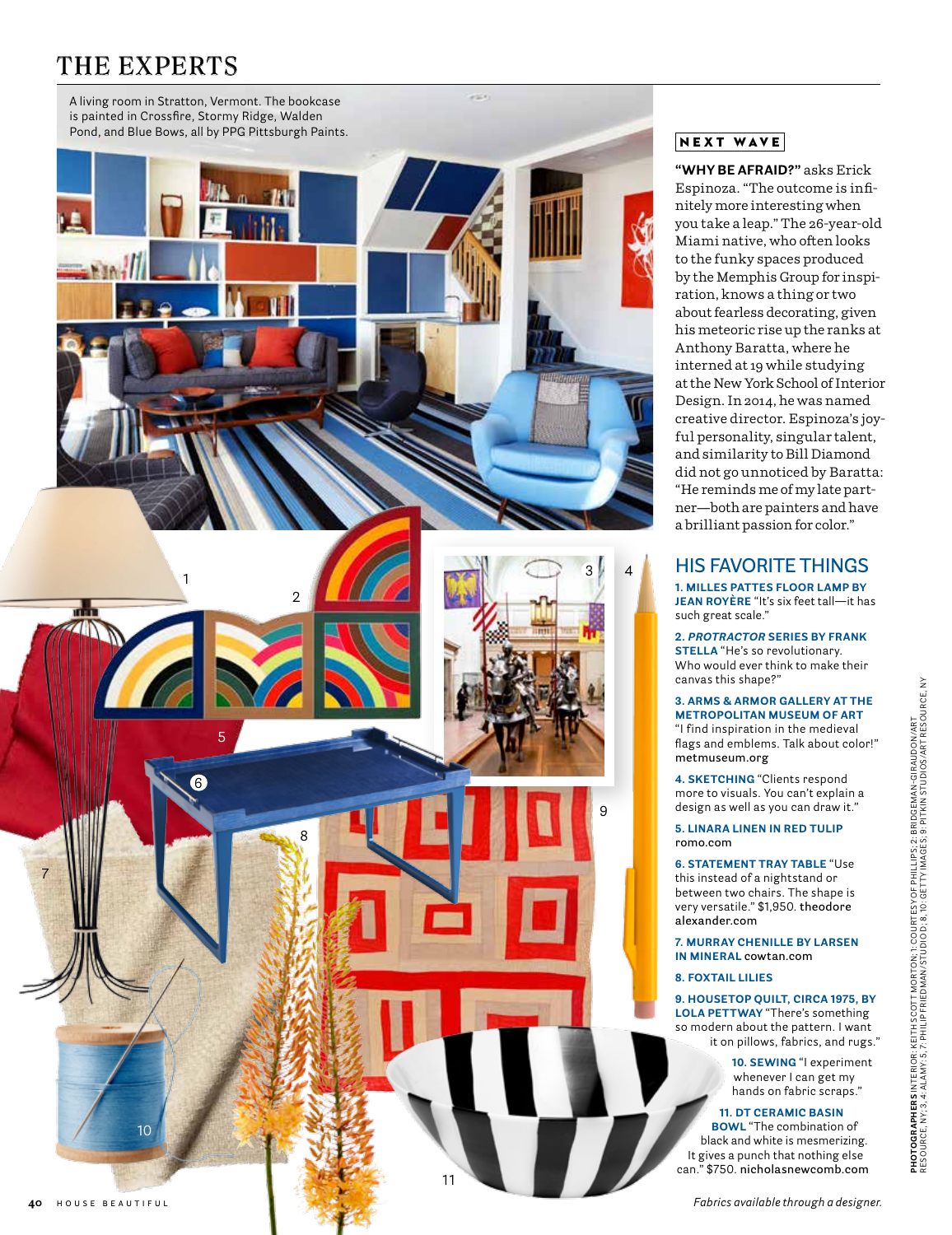# THE EXPERTS

A living room in Stratton, Vermont. The bookcase is painted in Crossfire, Stormy Ridge, Walden Pond, and Blue Bows, all by PPG Pittsburgh Paints.

## NEXT WAVE

**"WHY BE AFRAID?"** asks Erick Espinoza. "The outcome is infinitely more interesting when you take a leap." The 26-year-old Miami native, who often looks to the funky spaces produced by the Memphis Group for inspiration, knows a thing or two about fearless decorating, given his meteoric rise up the ranks at Anthony Baratta, where he interned at 19 while studying at the New York School of Interior Design. In 2014, he was named creative director. Espinoza's joyful personality, singular talent, and similarity to Bill Diamond did not go unnoticed by Baratta: "He reminds me of my late partner—both are painters and have a brilliant passion for color."

## HIS FAVORITE THINGS

**1. MILLES PATTES FLOOR LAMP BY JEAN ROYÈRE** "It's six feet tall—it has such great scale."

**2. *PROTRACTOR* SERIES BY FRANK STELLA** "He's so revolutionary. Who would ever think to make their canvas this shape?"

**3. ARMS & ARMOR GALLERY AT THE METROPOLITAN MUSEUM OF ART** "I find inspiration in the medieval flags and emblems. Talk about color!" metmuseum.org

**4. SKETCHING** "Clients respond more to visuals. You can't explain a design as well as you can draw it."

**5. LINARA LINEN IN RED TULIP** romo.com

**6. STATEMENT TRAY TABLE** "Use this instead of a nightstand or between two chairs. The shape is very versatile." $1,950. theodore alexander.com

**7. MURRAY CHENILLE BY LARSEN IN MINERAL** cowtan.com

**8. FOXTAIL LILIES**

**9. HOUSETOP QUILT, CIRCA 1975, BY LOLA PETTWAY** "There's something so modern about the pattern. I want it on pillows, fabrics, and rugs."

**10. SEWING** "I experiment whenever I can get my hands on fabric scraps."

**11. DT CERAMIC BASIN BOWL** "The combination of black and white is mesmerizing. It gives a punch that nothing else can." $750. nicholasnewcomb.com

*Fabrics available through a designer.*

**PHOTOGRAPHERS** INTERIOR: KEITH SCOTT MORTON; 1: COURTESY OF PHILLIPS; 2: BRIDGEMAN-GIRAUDON/ART RESOURCE, NY; 3, 4: ALAMY; 5, 7: PHILIP FRIEDMAN/STUDIO D; 8, 10: GETTY IMAGES; 9: PITKIN STUDIOS/ART RESOURCE, NY